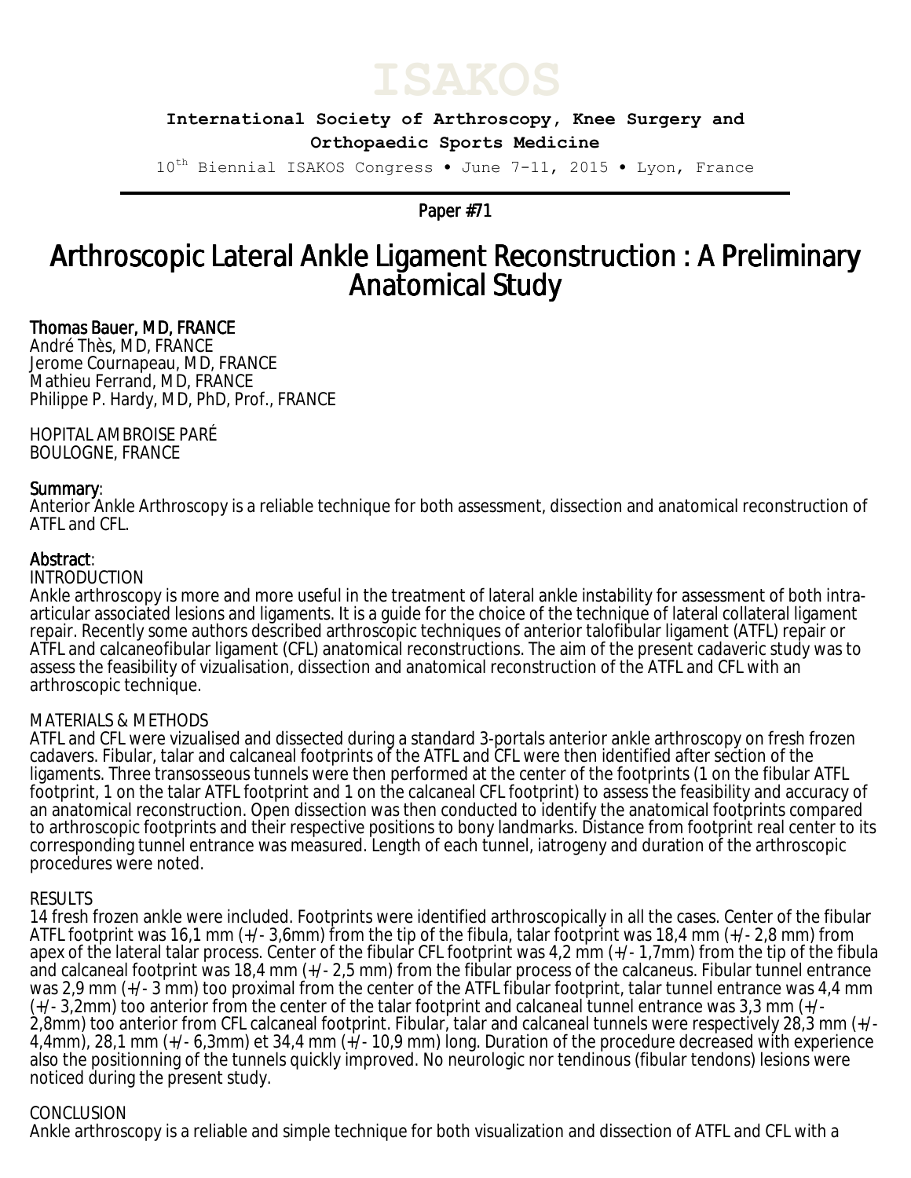# ISAKOS

**International Society of Arthroscopy, Knee Surgery and Orthopaedic Sports Medicine**

10th Biennial ISAKOS Congress • June 7-11, 2015 • Lyon, France

Paper #71

# Arthroscopic Lateral Ankle Ligament Reconstruction : A Preliminary Anatomical Study

Thomas Bauer, MD, FRANCE
André Thès, MD, FRANCE
Jerome Cournapeau, MD, FRANCE
Mathieu Ferrand, MD, FRANCE
Philippe P. Hardy, MD, PhD, Prof., FRANCE

HOPITAL AMBROISE PARÉ
BOULOGNE, FRANCE

## Summary:

Anterior Ankle Arthroscopy is a reliable technique for both assessment, dissection and anatomical reconstruction of ATFL and CFL.

## Abstract:

INTRODUCTION

Ankle arthroscopy is more and more useful in the treatment of lateral ankle instability for assessment of both intra-articular associated lesions and ligaments. It is a guide for the choice of the technique of lateral collateral ligament repair. Recently some authors described arthroscopic techniques of anterior talofibular ligament (ATFL) repair or ATFL and calcaneofibular ligament (CFL) anatomical reconstructions. The aim of the present cadaveric study was to assess the feasibility of vizualisation, dissection and anatomical reconstruction of the ATFL and CFL with an arthroscopic technique.

MATERIALS & METHODS

ATFL and CFL were vizualised and dissected during a standard 3-portals anterior ankle arthroscopy on fresh frozen cadavers. Fibular, talar and calcaneal footprints of the ATFL and CFL were then identified after section of the ligaments. Three transosseous tunnels were then performed at the center of the footprints (1 on the fibular ATFL footprint, 1 on the talar ATFL footprint and 1 on the calcaneal CFL footprint) to assess the feasibility and accuracy of an anatomical reconstruction. Open dissection was then conducted to identify the anatomical footprints compared to arthroscopic footprints and their respective positions to bony landmarks. Distance from footprint real center to its corresponding tunnel entrance was measured. Length of each tunnel, iatrogeny and duration of the arthroscopic procedures were noted.

RESULTS

14 fresh frozen ankle were included. Footprints were identified arthroscopically in all the cases. Center of the fibular ATFL footprint was 16,1 mm (+/- 3,6mm) from the tip of the fibula, talar footprint was 18,4 mm (+/- 2,8 mm) from apex of the lateral talar process. Center of the fibular CFL footprint was 4,2 mm (+/- 1,7mm) from the tip of the fibula and calcaneal footprint was 18,4 mm (+/- 2,5 mm) from the fibular process of the calcaneus. Fibular tunnel entrance was 2,9 mm (+/- 3 mm) too proximal from the center of the ATFL fibular footprint, talar tunnel entrance was 4,4 mm (+/- 3,2mm) too anterior from the center of the talar footprint and calcaneal tunnel entrance was 3,3 mm (+/- 2,8mm) too anterior from CFL calcaneal footprint. Fibular, talar and calcaneal tunnels were respectively 28,3 mm (+/- 4,4mm), 28,1 mm (+/- 6,3mm) et 34,4 mm (+/- 10,9 mm) long. Duration of the procedure decreased with experience also the positionning of the tunnels quickly improved. No neurologic nor tendinous (fibular tendons) lesions were noticed during the present study.

CONCLUSION

Ankle arthroscopy is a reliable and simple technique for both visualization and dissection of ATFL and CFL with a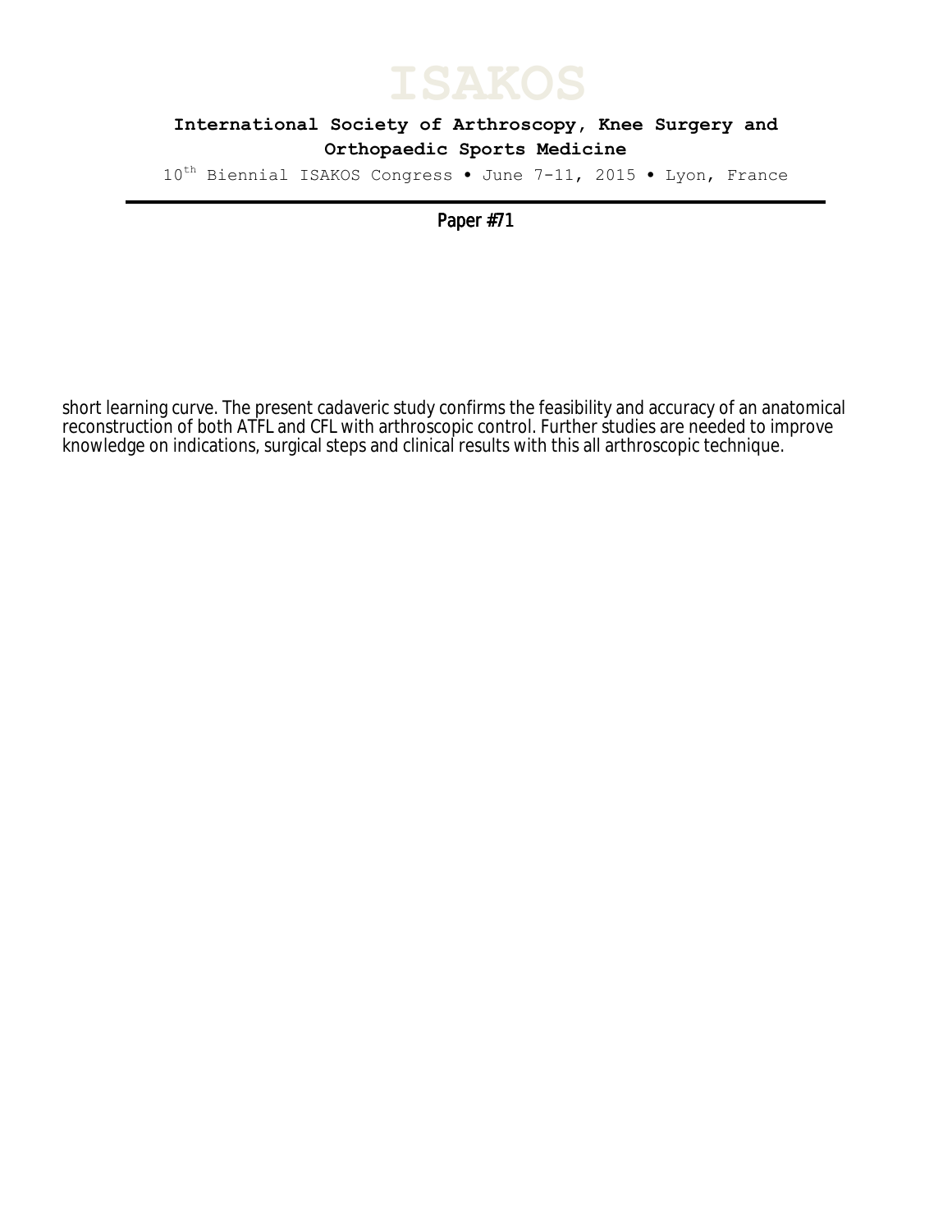short learning curve. The present cadaveric study confirms the feasibility and accuracy of an anatomical reconstruction of both ATFL and CFL with arthroscopic control. Further studies are needed to improve knowledge on indications, surgical steps and clinical results with this all arthroscopic technique.